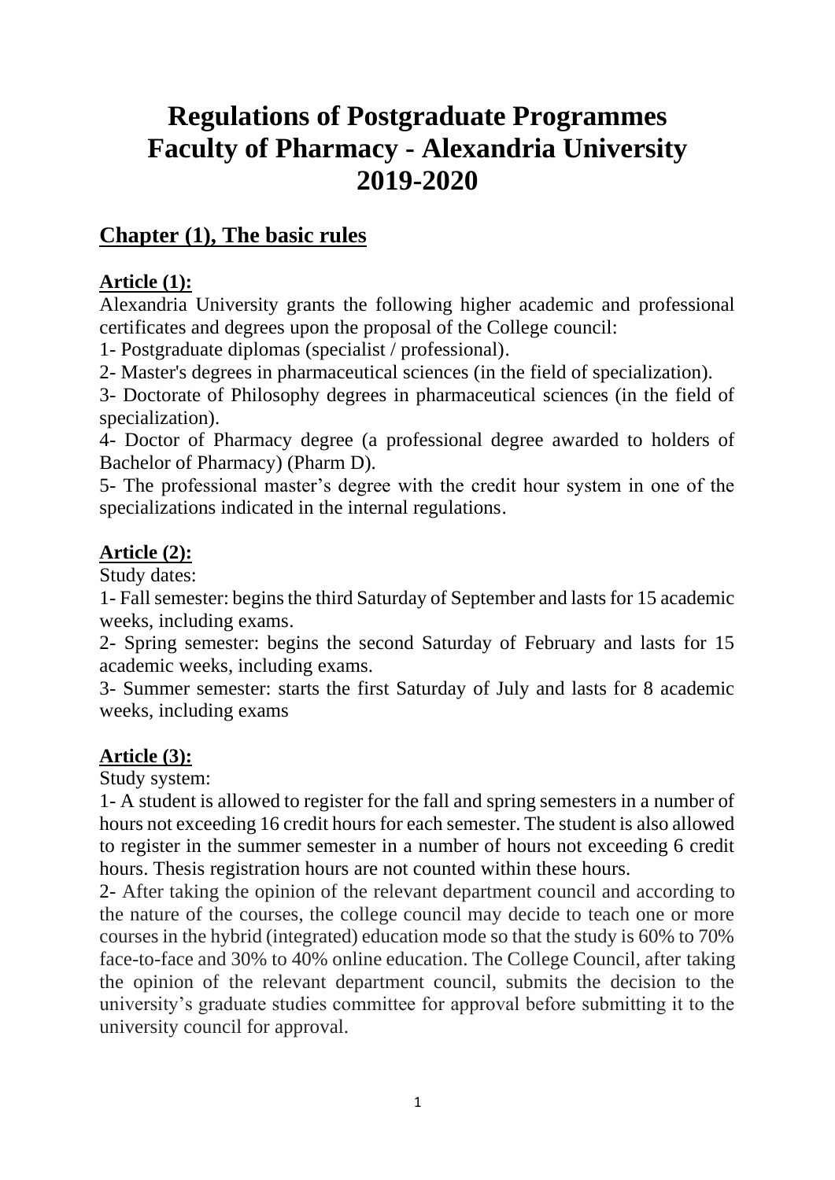# Regulations of Postgraduate Programmes Faculty of Pharmacy - Alexandria University 2019-2020

## Chapter (1), The basic rules

### Article (1):

Alexandria University grants the following higher academic and professional certificates and degrees upon the proposal of the College council:

1- Postgraduate diplomas (specialist / professional).

2- Master's degrees in pharmaceutical sciences (in the field of specialization).

3- Doctorate of Philosophy degrees in pharmaceutical sciences (in the field of specialization).

4- Doctor of Pharmacy degree (a professional degree awarded to holders of Bachelor of Pharmacy) (Pharm D).

5- The professional master's degree with the credit hour system in one of the specializations indicated in the internal regulations.

### Article (2):

Study dates:

1- Fall semester: begins the third Saturday of September and lasts for 15 academic weeks, including exams.

2- Spring semester: begins the second Saturday of February and lasts for 15 academic weeks, including exams.

3- Summer semester: starts the first Saturday of July and lasts for 8 academic weeks, including exams

### Article (3):

Study system:

1- A student is allowed to register for the fall and spring semesters in a number of hours not exceeding 16 credit hours for each semester. The student is also allowed to register in the summer semester in a number of hours not exceeding 6 credit hours. Thesis registration hours are not counted within these hours.

2- After taking the opinion of the relevant department council and according to the nature of the courses, the college council may decide to teach one or more courses in the hybrid (integrated) education mode so that the study is 60% to 70% face-to-face and 30% to 40% online education. The College Council, after taking the opinion of the relevant department council, submits the decision to the university's graduate studies committee for approval before submitting it to the university council for approval.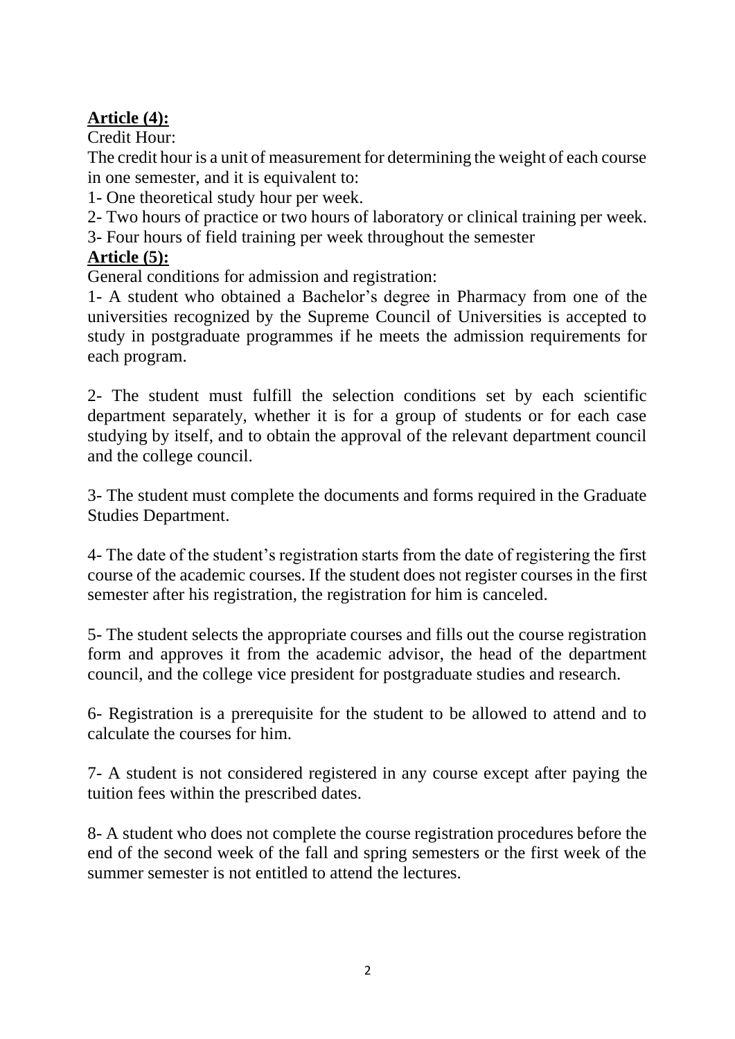**Article (4):**

Credit Hour:

The credit hour is a unit of measurement for determining the weight of each course in one semester, and it is equivalent to:

1- One theoretical study hour per week.

2- Two hours of practice or two hours of laboratory or clinical training per week.

3- Four hours of field training per week throughout the semester

**Article (5):**

General conditions for admission and registration:

1- A student who obtained a Bachelor's degree in Pharmacy from one of the universities recognized by the Supreme Council of Universities is accepted to study in postgraduate programmes if he meets the admission requirements for each program.

2- The student must fulfill the selection conditions set by each scientific department separately, whether it is for a group of students or for each case studying by itself, and to obtain the approval of the relevant department council and the college council.

3- The student must complete the documents and forms required in the Graduate Studies Department.

4- The date of the student's registration starts from the date of registering the first course of the academic courses. If the student does not register courses in the first semester after his registration, the registration for him is canceled.

5- The student selects the appropriate courses and fills out the course registration form and approves it from the academic advisor, the head of the department council, and the college vice president for postgraduate studies and research.

6- Registration is a prerequisite for the student to be allowed to attend and to calculate the courses for him.

7- A student is not considered registered in any course except after paying the tuition fees within the prescribed dates.

8- A student who does not complete the course registration procedures before the end of the second week of the fall and spring semesters or the first week of the summer semester is not entitled to attend the lectures.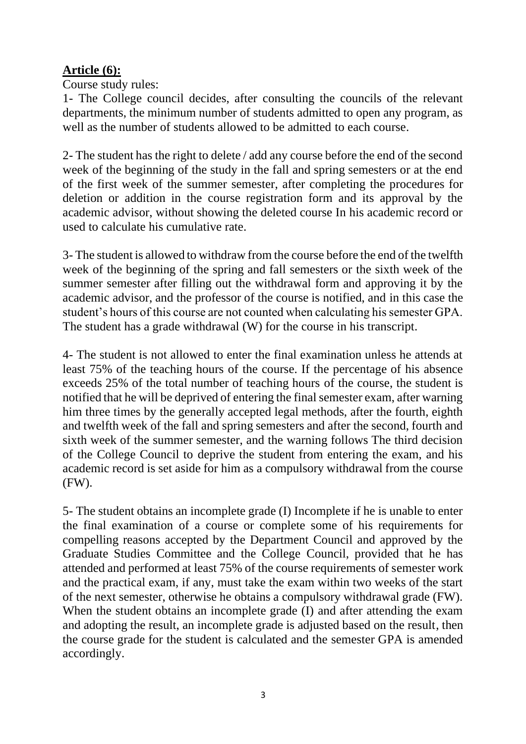**Article (6):**

Course study rules:

1- The College council decides, after consulting the councils of the relevant departments, the minimum number of students admitted to open any program, as well as the number of students allowed to be admitted to each course.

2- The student has the right to delete / add any course before the end of the second week of the beginning of the study in the fall and spring semesters or at the end of the first week of the summer semester, after completing the procedures for deletion or addition in the course registration form and its approval by the academic advisor, without showing the deleted course In his academic record or used to calculate his cumulative rate.

3- The student is allowed to withdraw from the course before the end of the twelfth week of the beginning of the spring and fall semesters or the sixth week of the summer semester after filling out the withdrawal form and approving it by the academic advisor, and the professor of the course is notified, and in this case the student's hours of this course are not counted when calculating his semester GPA. The student has a grade withdrawal (W) for the course in his transcript.

4- The student is not allowed to enter the final examination unless he attends at least 75% of the teaching hours of the course. If the percentage of his absence exceeds 25% of the total number of teaching hours of the course, the student is notified that he will be deprived of entering the final semester exam, after warning him three times by the generally accepted legal methods, after the fourth, eighth and twelfth week of the fall and spring semesters and after the second, fourth and sixth week of the summer semester, and the warning follows The third decision of the College Council to deprive the student from entering the exam, and his academic record is set aside for him as a compulsory withdrawal from the course (FW).

5- The student obtains an incomplete grade (I) Incomplete if he is unable to enter the final examination of a course or complete some of his requirements for compelling reasons accepted by the Department Council and approved by the Graduate Studies Committee and the College Council, provided that he has attended and performed at least 75% of the course requirements of semester work and the practical exam, if any, must take the exam within two weeks of the start of the next semester, otherwise he obtains a compulsory withdrawal grade (FW). When the student obtains an incomplete grade (I) and after attending the exam and adopting the result, an incomplete grade is adjusted based on the result, then the course grade for the student is calculated and the semester GPA is amended accordingly.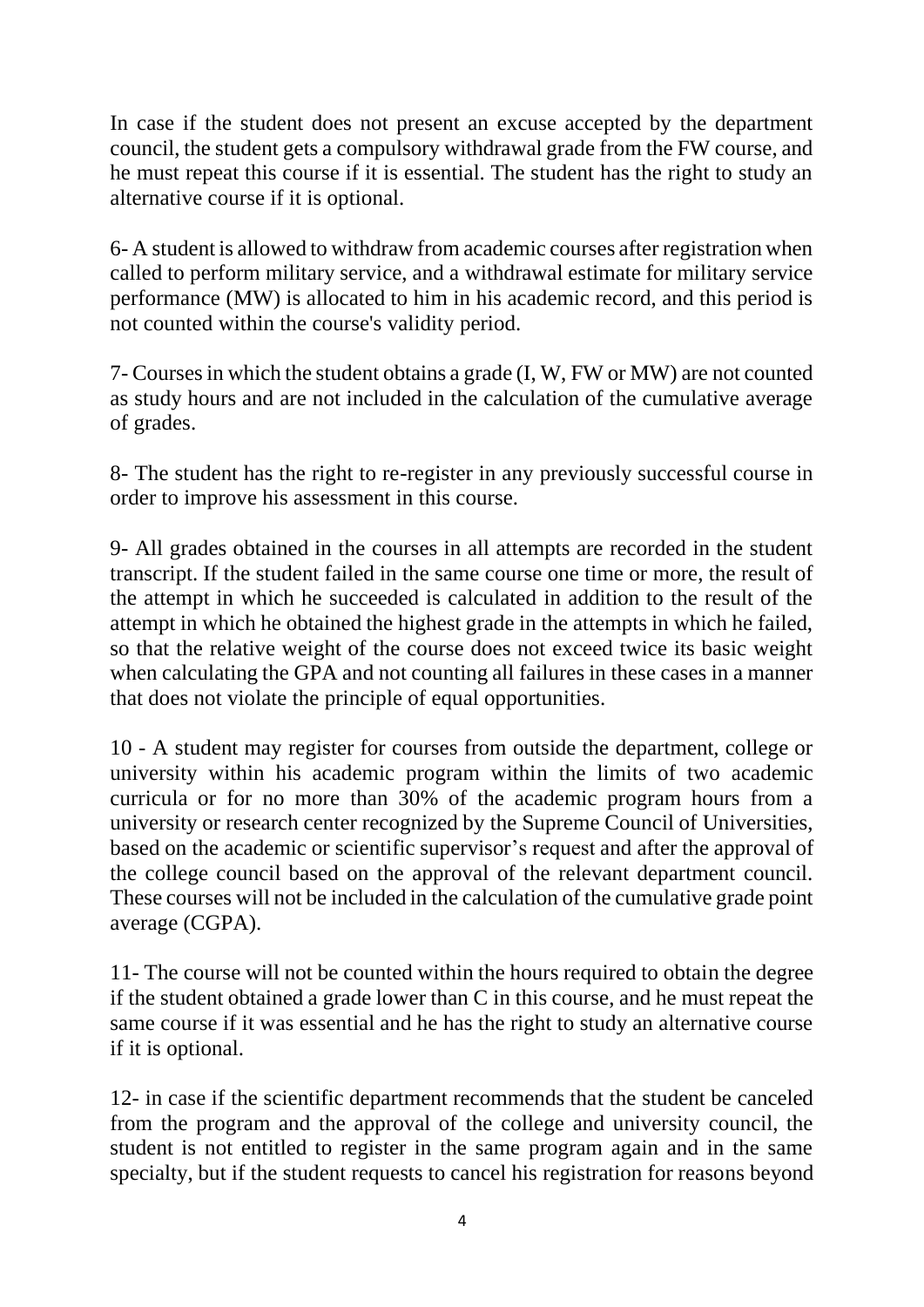In case if the student does not present an excuse accepted by the department council, the student gets a compulsory withdrawal grade from the FW course, and he must repeat this course if it is essential. The student has the right to study an alternative course if it is optional.

6- A student is allowed to withdraw from academic courses after registration when called to perform military service, and a withdrawal estimate for military service performance (MW) is allocated to him in his academic record, and this period is not counted within the course's validity period.

7- Courses in which the student obtains a grade (I, W, FW or MW) are not counted as study hours and are not included in the calculation of the cumulative average of grades.

8- The student has the right to re-register in any previously successful course in order to improve his assessment in this course.

9- All grades obtained in the courses in all attempts are recorded in the student transcript. If the student failed in the same course one time or more, the result of the attempt in which he succeeded is calculated in addition to the result of the attempt in which he obtained the highest grade in the attempts in which he failed, so that the relative weight of the course does not exceed twice its basic weight when calculating the GPA and not counting all failures in these cases in a manner that does not violate the principle of equal opportunities.

10 - A student may register for courses from outside the department, college or university within his academic program within the limits of two academic curricula or for no more than 30% of the academic program hours from a university or research center recognized by the Supreme Council of Universities, based on the academic or scientific supervisor's request and after the approval of the college council based on the approval of the relevant department council. These courses will not be included in the calculation of the cumulative grade point average (CGPA).

11- The course will not be counted within the hours required to obtain the degree if the student obtained a grade lower than C in this course, and he must repeat the same course if it was essential and he has the right to study an alternative course if it is optional.

12- in case if the scientific department recommends that the student be canceled from the program and the approval of the college and university council, the student is not entitled to register in the same program again and in the same specialty, but if the student requests to cancel his registration for reasons beyond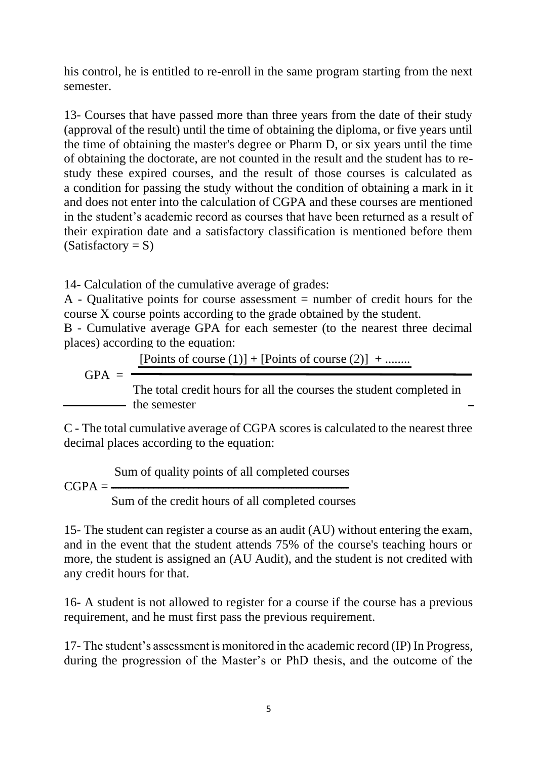his control, he is entitled to re-enroll in the same program starting from the next semester.

13- Courses that have passed more than three years from the date of their study (approval of the result) until the time of obtaining the diploma, or five years until the time of obtaining the master's degree or Pharm D, or six years until the time of obtaining the doctorate, are not counted in the result and the student has to re-study these expired courses, and the result of those courses is calculated as a condition for passing the study without the condition of obtaining a mark in it and does not enter into the calculation of CGPA and these courses are mentioned in the student's academic record as courses that have been returned as a result of their expiration date and a satisfactory classification is mentioned before them (Satisfactory = S)

14- Calculation of the cumulative average of grades:

A - Qualitative points for course assessment = number of credit hours for the course X course points according to the grade obtained by the student.

B - Cumulative average GPA for each semester (to the nearest three decimal places) according to the equation:

$$GPA = \frac{[\text{Points of course (1)}] + [\text{Points of course (2)}] + \ldots\ldots}{\text{The total credit hours for all the courses the student completed in the semester}}$$

C - The total cumulative average of CGPA scores is calculated to the nearest three decimal places according to the equation:

$$CGPA = \frac{\text{Sum of quality points of all completed courses}}{\text{Sum of the credit hours of all completed courses}}$$

15- The student can register a course as an audit (AU) without entering the exam, and in the event that the student attends 75% of the course's teaching hours or more, the student is assigned an (AU Audit), and the student is not credited with any credit hours for that.

16- A student is not allowed to register for a course if the course has a previous requirement, and he must first pass the previous requirement.

17- The student's assessment is monitored in the academic record (IP) In Progress, during the progression of the Master's or PhD thesis, and the outcome of the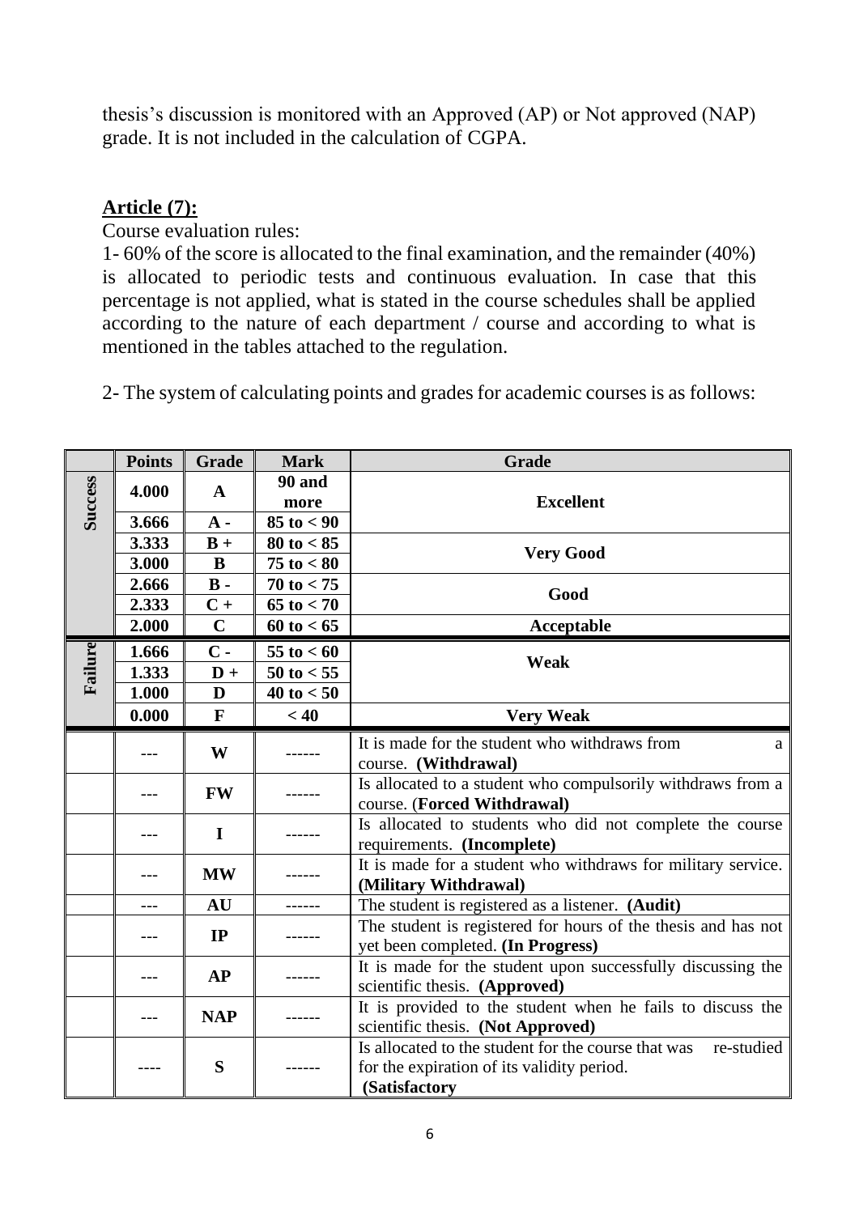thesis's discussion is monitored with an Approved (AP) or Not approved (NAP) grade. It is not included in the calculation of CGPA.

## Article (7):

Course evaluation rules:

1- 60% of the score is allocated to the final examination, and the remainder (40%) is allocated to periodic tests and continuous evaluation. In case that this percentage is not applied, what is stated in the course schedules shall be applied according to the nature of each department / course and according to what is mentioned in the tables attached to the regulation.

2- The system of calculating points and grades for academic courses is as follows:

| | Points | Grade | Mark | Grade |
|---|---|---|---|---|
| Success | 4.000 | A | 90 and more | Excellent |
| | 3.666 | A - | 85 to < 90 | |
| | 3.333 | B + | 80 to < 85 | Very Good |
| | 3.000 | B | 75 to < 80 | |
| | 2.666 | B - | 70 to < 75 | Good |
| | 2.333 | C + | 65 to < 70 | |
| | 2.000 | C | 60 to < 65 | Acceptable |
| Failure | 1.666 | C - | 55 to < 60 | Weak |
| | 1.333 | D + | 50 to < 55 | |
| | 1.000 | D | 40 to < 50 | |
| | 0.000 | F | < 40 | Very Weak |
| | --- | W | ------ | It is made for the student who withdraws from a course. **(Withdrawal)** |
| | --- | FW | ------ | Is allocated to a student who compulsorily withdraws from a course. (**Forced Withdrawal)** |
| | --- | I | ------ | Is allocated to students who did not complete the course requirements. **(Incomplete)** |
| | --- | MW | ------ | It is made for a student who withdraws for military service. **(Military Withdrawal)** |
| | --- | AU | ------ | The student is registered as a listener. **(Audit)** |
| | --- | IP | ------ | The student is registered for hours of the thesis and has not yet been completed. **(In Progress)** |
| | --- | AP | ------ | It is made for the student upon successfully discussing the scientific thesis. **(Approved)** |
| | --- | NAP | ------ | It is provided to the student when he fails to discuss the scientific thesis. **(Not Approved)** |
| | ---- | S | ------ | Is allocated to the student for the course that was re-studied for the expiration of its validity period. **(Satisfactory** |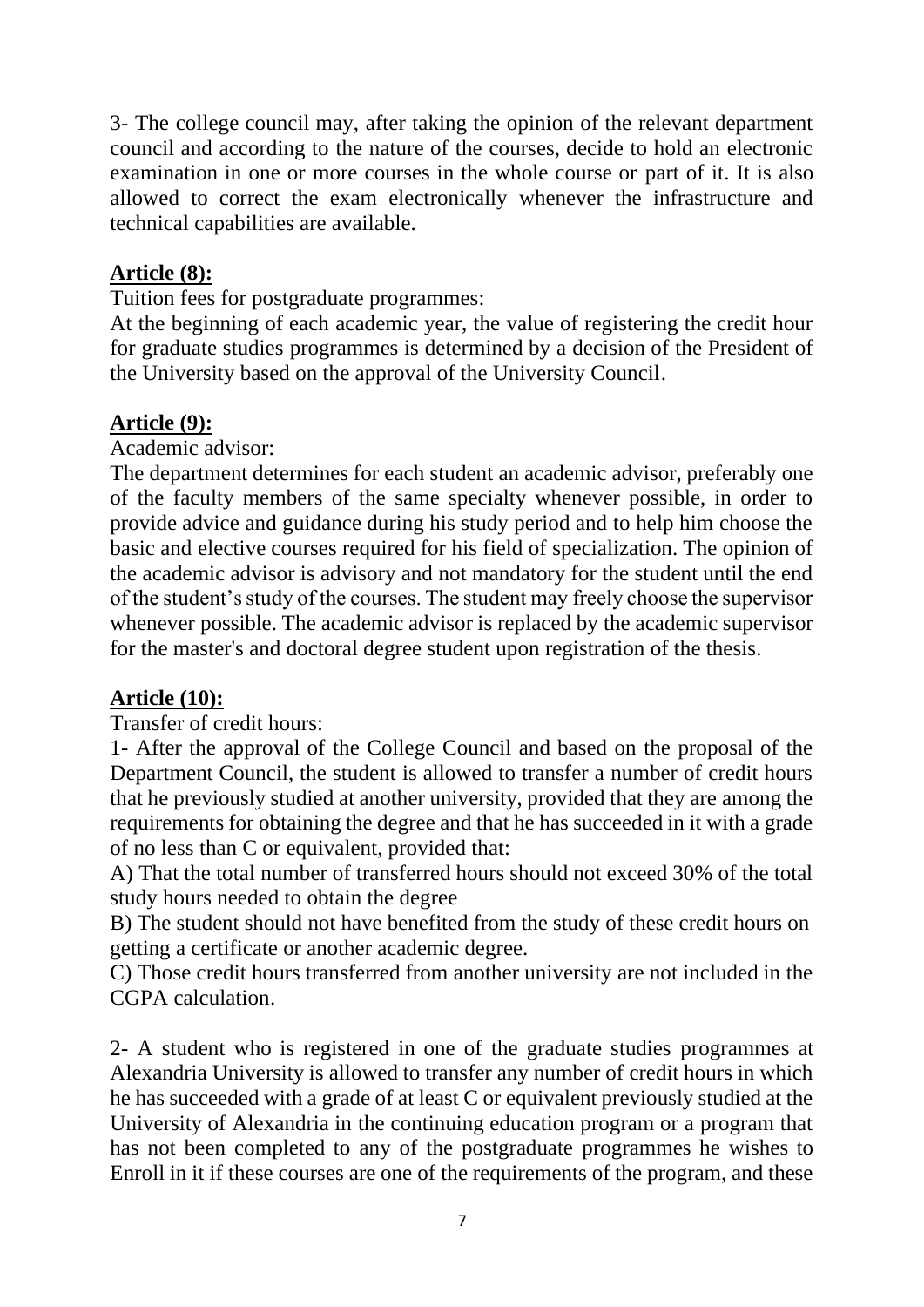3- The college council may, after taking the opinion of the relevant department council and according to the nature of the courses, decide to hold an electronic examination in one or more courses in the whole course or part of it. It is also allowed to correct the exam electronically whenever the infrastructure and technical capabilities are available.

**Article (8):**

Tuition fees for postgraduate programmes:

At the beginning of each academic year, the value of registering the credit hour for graduate studies programmes is determined by a decision of the President of the University based on the approval of the University Council.

**Article (9):**

Academic advisor:

The department determines for each student an academic advisor, preferably one of the faculty members of the same specialty whenever possible, in order to provide advice and guidance during his study period and to help him choose the basic and elective courses required for his field of specialization. The opinion of the academic advisor is advisory and not mandatory for the student until the end of the student's study of the courses. The student may freely choose the supervisor whenever possible. The academic advisor is replaced by the academic supervisor for the master's and doctoral degree student upon registration of the thesis.

**Article (10):**

Transfer of credit hours:

1- After the approval of the College Council and based on the proposal of the Department Council, the student is allowed to transfer a number of credit hours that he previously studied at another university, provided that they are among the requirements for obtaining the degree and that he has succeeded in it with a grade of no less than C or equivalent, provided that:

A) That the total number of transferred hours should not exceed 30% of the total study hours needed to obtain the degree

B) The student should not have benefited from the study of these credit hours on getting a certificate or another academic degree.

C) Those credit hours transferred from another university are not included in the CGPA calculation.

2- A student who is registered in one of the graduate studies programmes at Alexandria University is allowed to transfer any number of credit hours in which he has succeeded with a grade of at least C or equivalent previously studied at the University of Alexandria in the continuing education program or a program that has not been completed to any of the postgraduate programmes he wishes to Enroll in it if these courses are one of the requirements of the program, and these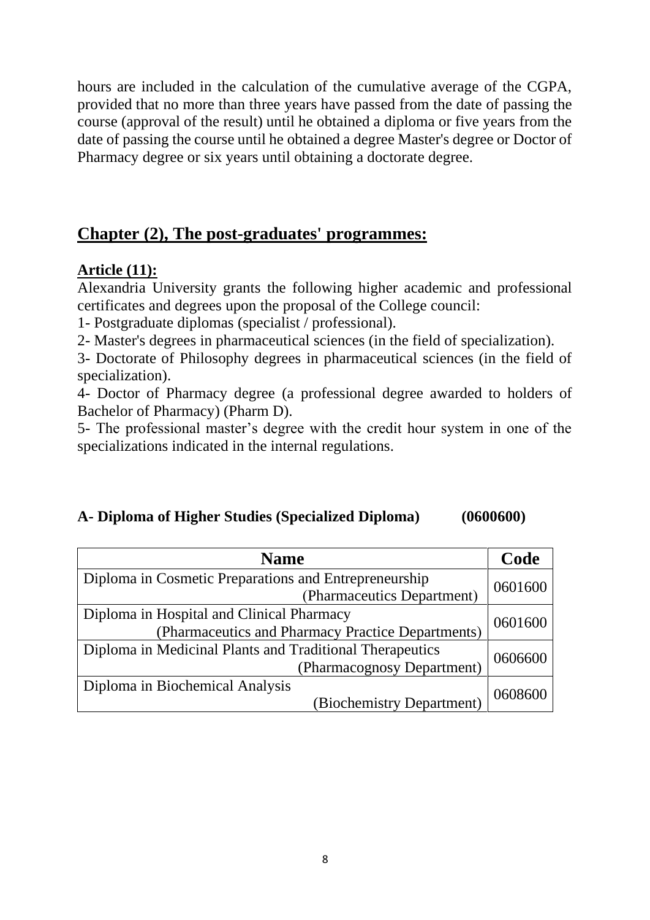hours are included in the calculation of the cumulative average of the CGPA, provided that no more than three years have passed from the date of passing the course (approval of the result) until he obtained a diploma or five years from the date of passing the course until he obtained a degree Master's degree or Doctor of Pharmacy degree or six years until obtaining a doctorate degree.

## Chapter (2), The post-graduates' programmes:

**Article (11):**

Alexandria University grants the following higher academic and professional certificates and degrees upon the proposal of the College council:

1- Postgraduate diplomas (specialist / professional).

2- Master's degrees in pharmaceutical sciences (in the field of specialization).

3- Doctorate of Philosophy degrees in pharmaceutical sciences (in the field of specialization).

4- Doctor of Pharmacy degree (a professional degree awarded to holders of Bachelor of Pharmacy) (Pharm D).

5- The professional master's degree with the credit hour system in one of the specializations indicated in the internal regulations.

### A- Diploma of Higher Studies (Specialized Diploma) (0600600)

| Name | Code |
|---|---|
| Diploma in Cosmetic Preparations and Entrepreneurship (Pharmaceutics Department) | 0601600 |
| Diploma in Hospital and Clinical Pharmacy (Pharmaceutics and Pharmacy Practice Departments) | 0601600 |
| Diploma in Medicinal Plants and Traditional Therapeutics (Pharmacognosy Department) | 0606600 |
| Diploma in Biochemical Analysis (Biochemistry Department) | 0608600 |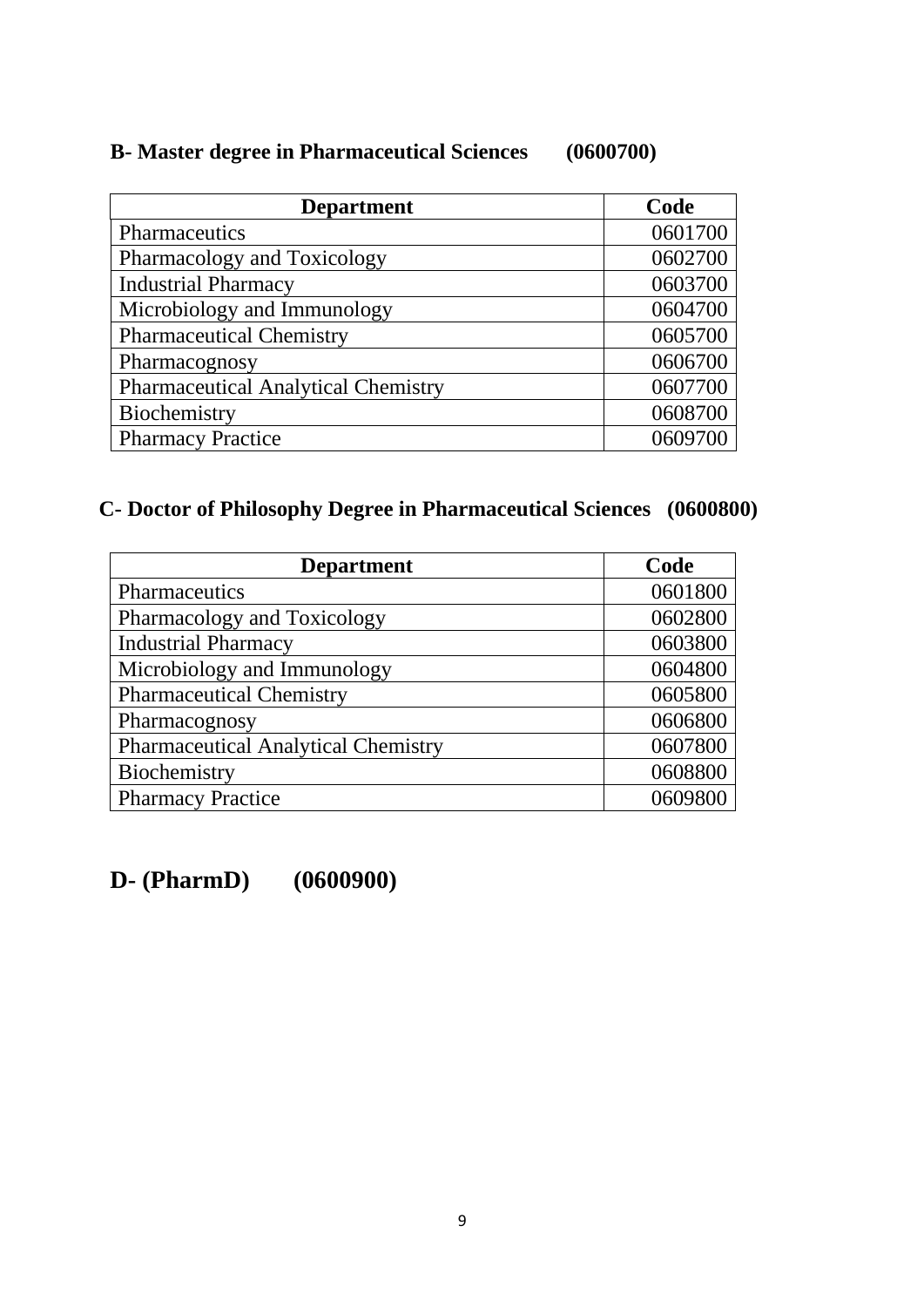## B- Master degree in Pharmaceutical Sciences (0600700)

| Department | Code |
| --- | --- |
| Pharmaceutics | 0601700 |
| Pharmacology and Toxicology | 0602700 |
| Industrial Pharmacy | 0603700 |
| Microbiology and Immunology | 0604700 |
| Pharmaceutical Chemistry | 0605700 |
| Pharmacognosy | 0606700 |
| Pharmaceutical Analytical Chemistry | 0607700 |
| Biochemistry | 0608700 |
| Pharmacy Practice | 0609700 |

## C- Doctor of Philosophy Degree in Pharmaceutical Sciences (0600800)

| Department | Code |
| --- | --- |
| Pharmaceutics | 0601800 |
| Pharmacology and Toxicology | 0602800 |
| Industrial Pharmacy | 0603800 |
| Microbiology and Immunology | 0604800 |
| Pharmaceutical Chemistry | 0605800 |
| Pharmacognosy | 0606800 |
| Pharmaceutical Analytical Chemistry | 0607800 |
| Biochemistry | 0608800 |
| Pharmacy Practice | 0609800 |

## D- (PharmD) (0600900)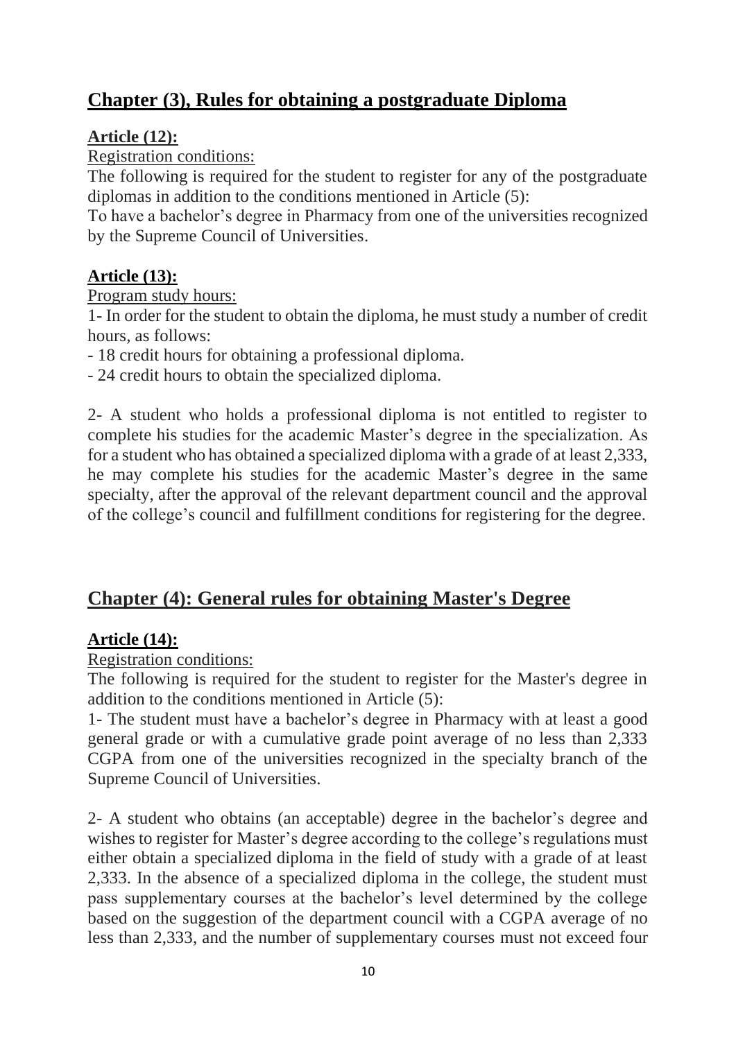## Chapter (3), Rules for obtaining a postgraduate Diploma

**Article (12):**

Registration conditions:

The following is required for the student to register for any of the postgraduate diplomas in addition to the conditions mentioned in Article (5):

To have a bachelor's degree in Pharmacy from one of the universities recognized by the Supreme Council of Universities.

**Article (13):**

Program study hours:

1- In order for the student to obtain the diploma, he must study a number of credit hours, as follows:

- 18 credit hours for obtaining a professional diploma.
- 24 credit hours to obtain the specialized diploma.

2- A student who holds a professional diploma is not entitled to register to complete his studies for the academic Master's degree in the specialization. As for a student who has obtained a specialized diploma with a grade of at least 2,333, he may complete his studies for the academic Master's degree in the same specialty, after the approval of the relevant department council and the approval of the college's council and fulfillment conditions for registering for the degree.

## Chapter (4): General rules for obtaining Master's Degree

**Article (14):**

Registration conditions:

The following is required for the student to register for the Master's degree in addition to the conditions mentioned in Article (5):

1- The student must have a bachelor's degree in Pharmacy with at least a good general grade or with a cumulative grade point average of no less than 2,333 CGPA from one of the universities recognized in the specialty branch of the Supreme Council of Universities.

2- A student who obtains (an acceptable) degree in the bachelor's degree and wishes to register for Master's degree according to the college's regulations must either obtain a specialized diploma in the field of study with a grade of at least 2,333. In the absence of a specialized diploma in the college, the student must pass supplementary courses at the bachelor's level determined by the college based on the suggestion of the department council with a CGPA average of no less than 2,333, and the number of supplementary courses must not exceed four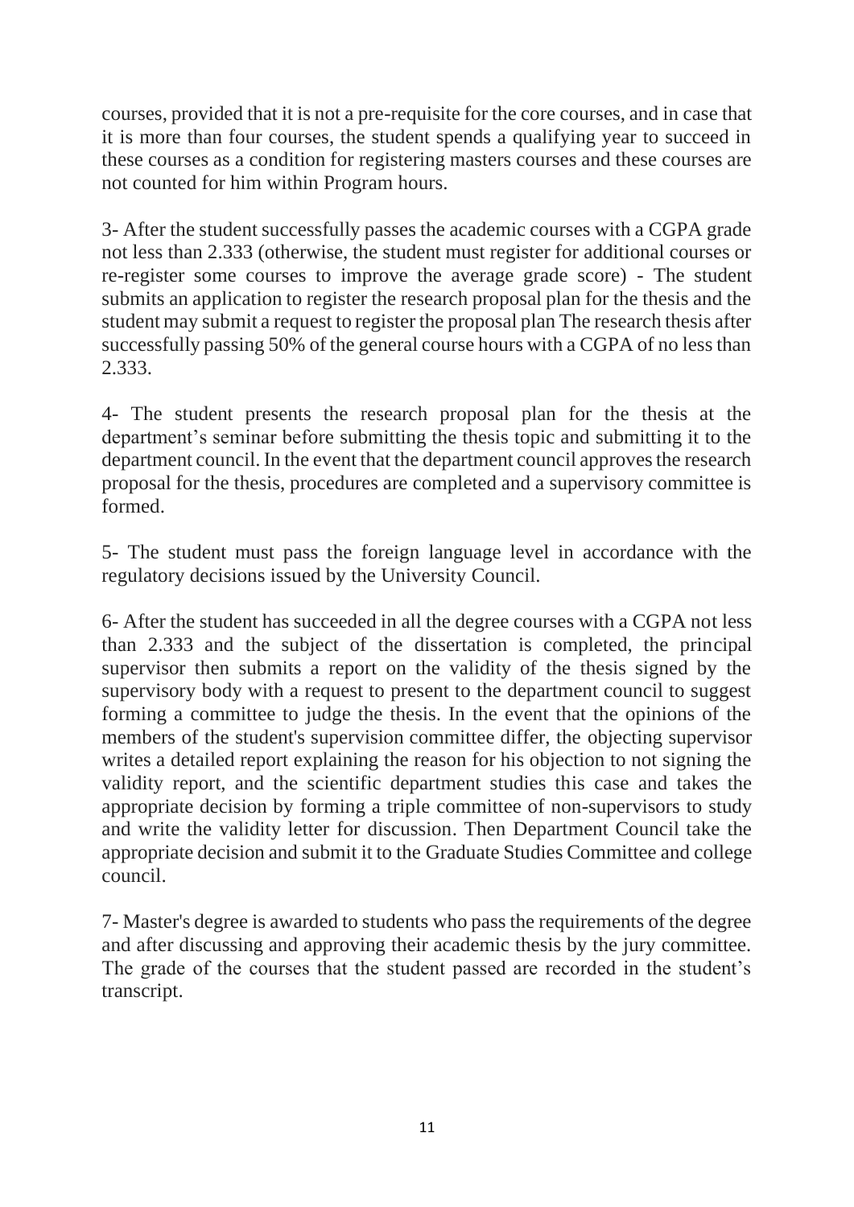courses, provided that it is not a pre-requisite for the core courses, and in case that it is more than four courses, the student spends a qualifying year to succeed in these courses as a condition for registering masters courses and these courses are not counted for him within Program hours.

3- After the student successfully passes the academic courses with a CGPA grade not less than 2.333 (otherwise, the student must register for additional courses or re-register some courses to improve the average grade score) - The student submits an application to register the research proposal plan for the thesis and the student may submit a request to register the proposal plan The research thesis after successfully passing 50% of the general course hours with a CGPA of no less than 2.333.

4- The student presents the research proposal plan for the thesis at the department's seminar before submitting the thesis topic and submitting it to the department council. In the event that the department council approves the research proposal for the thesis, procedures are completed and a supervisory committee is formed.

5- The student must pass the foreign language level in accordance with the regulatory decisions issued by the University Council.

6- After the student has succeeded in all the degree courses with a CGPA not less than 2.333 and the subject of the dissertation is completed, the principal supervisor then submits a report on the validity of the thesis signed by the supervisory body with a request to present to the department council to suggest forming a committee to judge the thesis. In the event that the opinions of the members of the student's supervision committee differ, the objecting supervisor writes a detailed report explaining the reason for his objection to not signing the validity report, and the scientific department studies this case and takes the appropriate decision by forming a triple committee of non-supervisors to study and write the validity letter for discussion. Then Department Council take the appropriate decision and submit it to the Graduate Studies Committee and college council.

7- Master's degree is awarded to students who pass the requirements of the degree and after discussing and approving their academic thesis by the jury committee. The grade of the courses that the student passed are recorded in the student's transcript.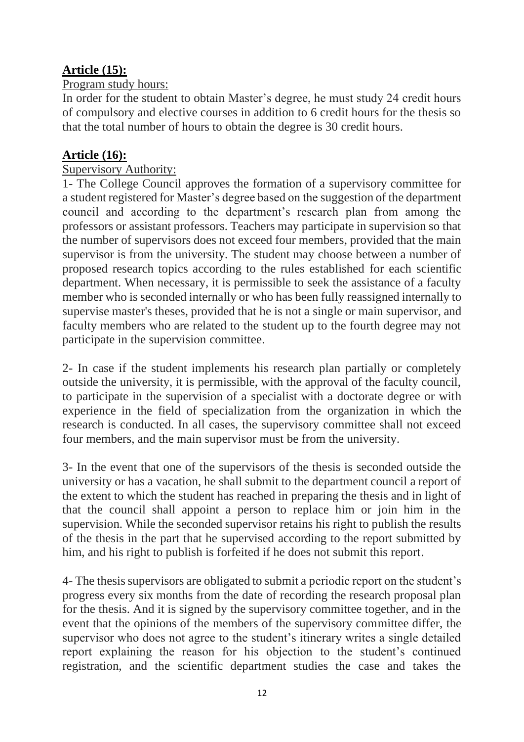**Article (15):**

Program study hours:

In order for the student to obtain Master's degree, he must study 24 credit hours of compulsory and elective courses in addition to 6 credit hours for the thesis so that the total number of hours to obtain the degree is 30 credit hours.

**Article (16):**

Supervisory Authority:

1- The College Council approves the formation of a supervisory committee for a student registered for Master's degree based on the suggestion of the department council and according to the department's research plan from among the professors or assistant professors. Teachers may participate in supervision so that the number of supervisors does not exceed four members, provided that the main supervisor is from the university. The student may choose between a number of proposed research topics according to the rules established for each scientific department. When necessary, it is permissible to seek the assistance of a faculty member who is seconded internally or who has been fully reassigned internally to supervise master's theses, provided that he is not a single or main supervisor, and faculty members who are related to the student up to the fourth degree may not participate in the supervision committee.

2- In case if the student implements his research plan partially or completely outside the university, it is permissible, with the approval of the faculty council, to participate in the supervision of a specialist with a doctorate degree or with experience in the field of specialization from the organization in which the research is conducted. In all cases, the supervisory committee shall not exceed four members, and the main supervisor must be from the university.

3- In the event that one of the supervisors of the thesis is seconded outside the university or has a vacation, he shall submit to the department council a report of the extent to which the student has reached in preparing the thesis and in light of that the council shall appoint a person to replace him or join him in the supervision. While the seconded supervisor retains his right to publish the results of the thesis in the part that he supervised according to the report submitted by him, and his right to publish is forfeited if he does not submit this report.

4- The thesis supervisors are obligated to submit a periodic report on the student's progress every six months from the date of recording the research proposal plan for the thesis. And it is signed by the supervisory committee together, and in the event that the opinions of the members of the supervisory committee differ, the supervisor who does not agree to the student's itinerary writes a single detailed report explaining the reason for his objection to the student's continued registration, and the scientific department studies the case and takes the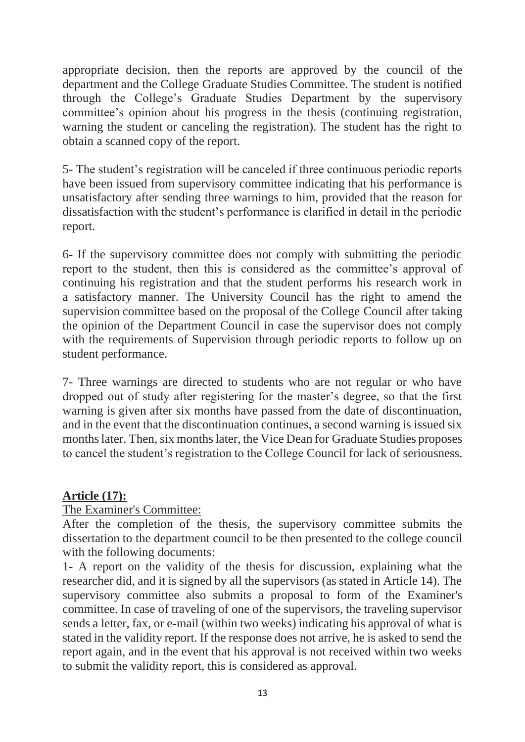appropriate decision, then the reports are approved by the council of the department and the College Graduate Studies Committee. The student is notified through the College's Graduate Studies Department by the supervisory committee's opinion about his progress in the thesis (continuing registration, warning the student or canceling the registration). The student has the right to obtain a scanned copy of the report.

5- The student's registration will be canceled if three continuous periodic reports have been issued from supervisory committee indicating that his performance is unsatisfactory after sending three warnings to him, provided that the reason for dissatisfaction with the student's performance is clarified in detail in the periodic report.

6- If the supervisory committee does not comply with submitting the periodic report to the student, then this is considered as the committee's approval of continuing his registration and that the student performs his research work in a satisfactory manner. The University Council has the right to amend the supervision committee based on the proposal of the College Council after taking the opinion of the Department Council in case the supervisor does not comply with the requirements of Supervision through periodic reports to follow up on student performance.

7- Three warnings are directed to students who are not regular or who have dropped out of study after registering for the master's degree, so that the first warning is given after six months have passed from the date of discontinuation, and in the event that the discontinuation continues, a second warning is issued six months later. Then, six months later, the Vice Dean for Graduate Studies proposes to cancel the student's registration to the College Council for lack of seriousness.

## Article (17):

The Examiner's Committee:

After the completion of the thesis, the supervisory committee submits the dissertation to the department council to be then presented to the college council with the following documents:

1- A report on the validity of the thesis for discussion, explaining what the researcher did, and it is signed by all the supervisors (as stated in Article 14). The supervisory committee also submits a proposal to form of the Examiner's committee. In case of traveling of one of the supervisors, the traveling supervisor sends a letter, fax, or e-mail (within two weeks) indicating his approval of what is stated in the validity report. If the response does not arrive, he is asked to send the report again, and in the event that his approval is not received within two weeks to submit the validity report, this is considered as approval.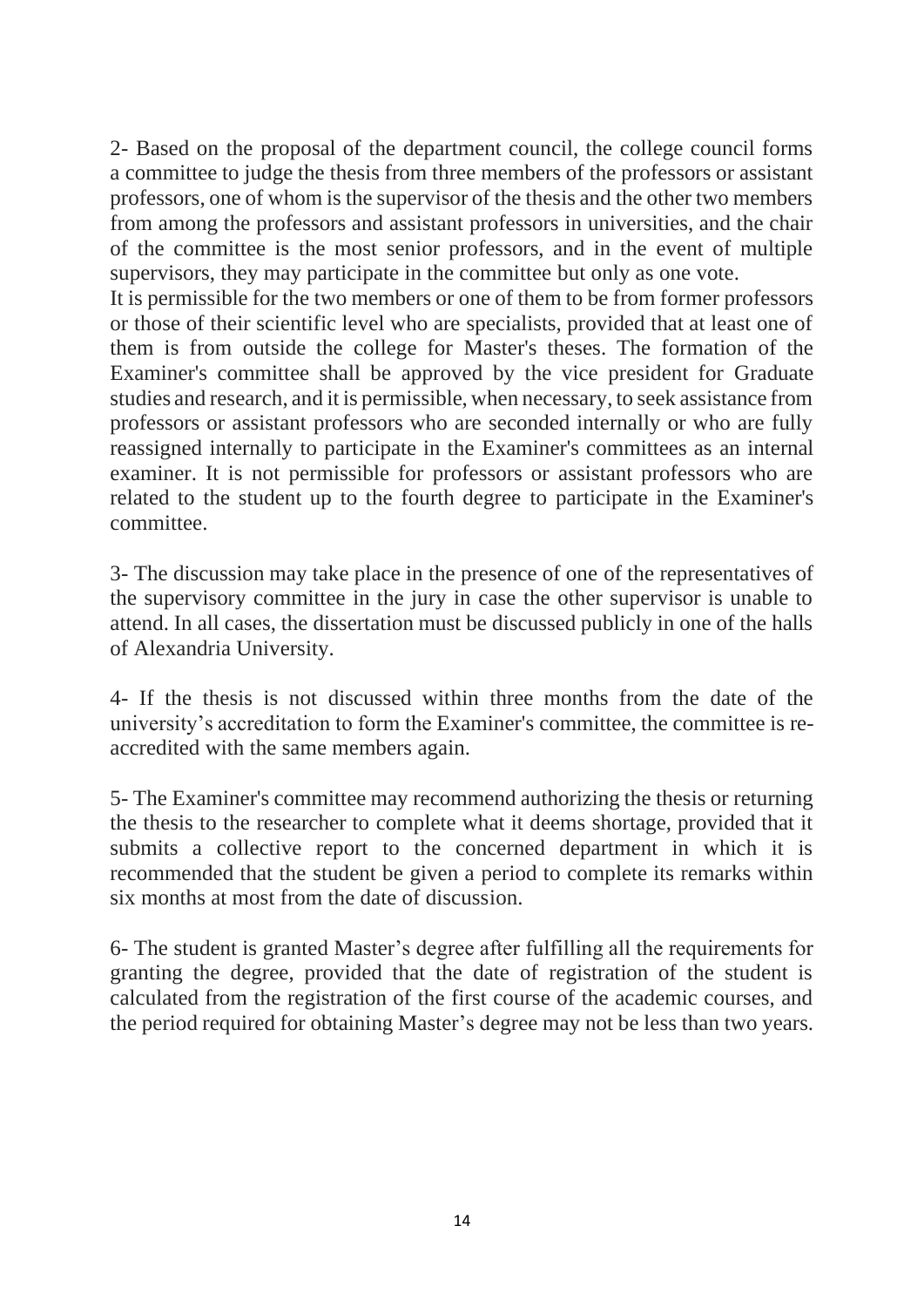2- Based on the proposal of the department council, the college council forms a committee to judge the thesis from three members of the professors or assistant professors, one of whom is the supervisor of the thesis and the other two members from among the professors and assistant professors in universities, and the chair of the committee is the most senior professors, and in the event of multiple supervisors, they may participate in the committee but only as one vote.

It is permissible for the two members or one of them to be from former professors or those of their scientific level who are specialists, provided that at least one of them is from outside the college for Master's theses. The formation of the Examiner's committee shall be approved by the vice president for Graduate studies and research, and it is permissible, when necessary, to seek assistance from professors or assistant professors who are seconded internally or who are fully reassigned internally to participate in the Examiner's committees as an internal examiner. It is not permissible for professors or assistant professors who are related to the student up to the fourth degree to participate in the Examiner's committee.

3- The discussion may take place in the presence of one of the representatives of the supervisory committee in the jury in case the other supervisor is unable to attend. In all cases, the dissertation must be discussed publicly in one of the halls of Alexandria University.

4- If the thesis is not discussed within three months from the date of the university's accreditation to form the Examiner's committee, the committee is re-accredited with the same members again.

5- The Examiner's committee may recommend authorizing the thesis or returning the thesis to the researcher to complete what it deems shortage, provided that it submits a collective report to the concerned department in which it is recommended that the student be given a period to complete its remarks within six months at most from the date of discussion.

6- The student is granted Master's degree after fulfilling all the requirements for granting the degree, provided that the date of registration of the student is calculated from the registration of the first course of the academic courses, and the period required for obtaining Master's degree may not be less than two years.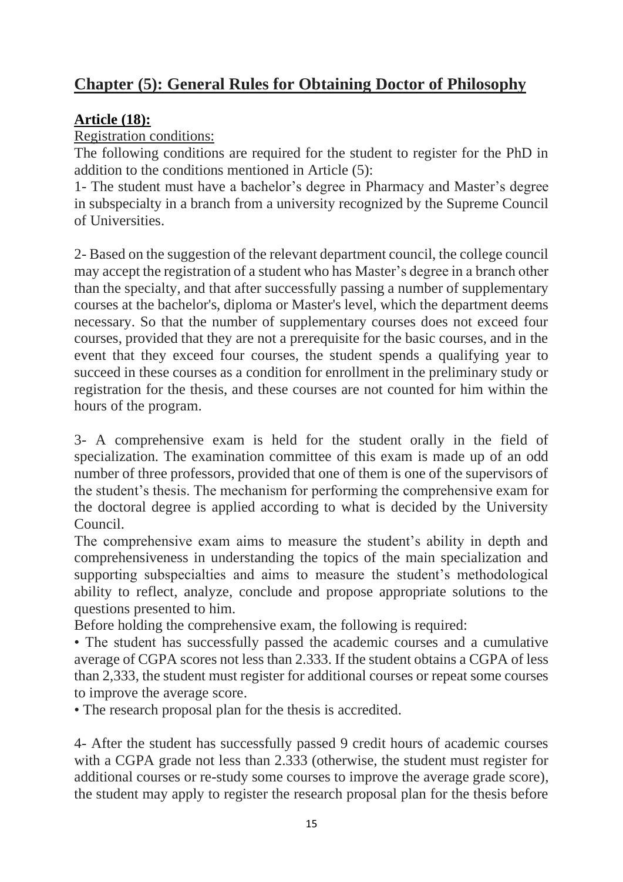## Chapter (5): General Rules for Obtaining Doctor of Philosophy

### Article (18):

Registration conditions:

The following conditions are required for the student to register for the PhD in addition to the conditions mentioned in Article (5):

1- The student must have a bachelor's degree in Pharmacy and Master's degree in subspecialty in a branch from a university recognized by the Supreme Council of Universities.

2- Based on the suggestion of the relevant department council, the college council may accept the registration of a student who has Master's degree in a branch other than the specialty, and that after successfully passing a number of supplementary courses at the bachelor's, diploma or Master's level, which the department deems necessary. So that the number of supplementary courses does not exceed four courses, provided that they are not a prerequisite for the basic courses, and in the event that they exceed four courses, the student spends a qualifying year to succeed in these courses as a condition for enrollment in the preliminary study or registration for the thesis, and these courses are not counted for him within the hours of the program.

3- A comprehensive exam is held for the student orally in the field of specialization. The examination committee of this exam is made up of an odd number of three professors, provided that one of them is one of the supervisors of the student's thesis. The mechanism for performing the comprehensive exam for the doctoral degree is applied according to what is decided by the University Council.

The comprehensive exam aims to measure the student's ability in depth and comprehensiveness in understanding the topics of the main specialization and supporting subspecialties and aims to measure the student's methodological ability to reflect, analyze, conclude and propose appropriate solutions to the questions presented to him.

Before holding the comprehensive exam, the following is required:

- The student has successfully passed the academic courses and a cumulative average of CGPA scores not less than 2.333. If the student obtains a CGPA of less than 2,333, the student must register for additional courses or repeat some courses to improve the average score.
- The research proposal plan for the thesis is accredited.

4- After the student has successfully passed 9 credit hours of academic courses with a CGPA grade not less than 2.333 (otherwise, the student must register for additional courses or re-study some courses to improve the average grade score), the student may apply to register the research proposal plan for the thesis before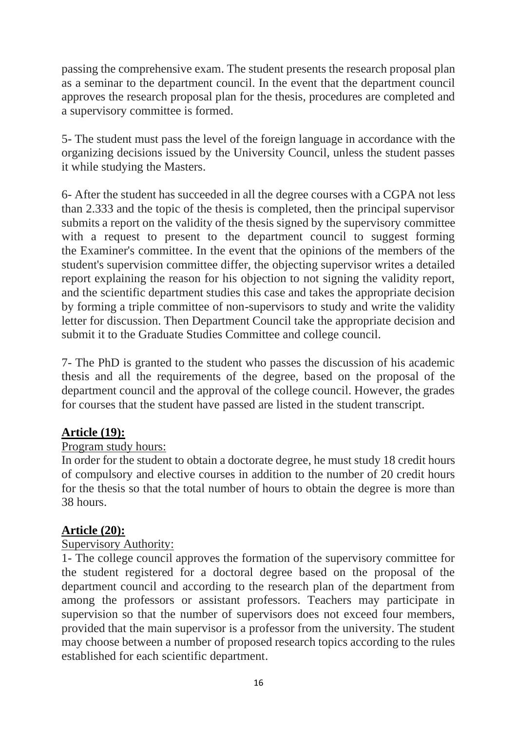passing the comprehensive exam. The student presents the research proposal plan as a seminar to the department council. In the event that the department council approves the research proposal plan for the thesis, procedures are completed and a supervisory committee is formed.

5- The student must pass the level of the foreign language in accordance with the organizing decisions issued by the University Council, unless the student passes it while studying the Masters.

6- After the student has succeeded in all the degree courses with a CGPA not less than 2.333 and the topic of the thesis is completed, then the principal supervisor submits a report on the validity of the thesis signed by the supervisory committee with a request to present to the department council to suggest forming the Examiner's committee. In the event that the opinions of the members of the student's supervision committee differ, the objecting supervisor writes a detailed report explaining the reason for his objection to not signing the validity report, and the scientific department studies this case and takes the appropriate decision by forming a triple committee of non-supervisors to study and write the validity letter for discussion. Then Department Council take the appropriate decision and submit it to the Graduate Studies Committee and college council.

7- The PhD is granted to the student who passes the discussion of his academic thesis and all the requirements of the degree, based on the proposal of the department council and the approval of the college council. However, the grades for courses that the student have passed are listed in the student transcript.

**Article (19):**

Program study hours:

In order for the student to obtain a doctorate degree, he must study 18 credit hours of compulsory and elective courses in addition to the number of 20 credit hours for the thesis so that the total number of hours to obtain the degree is more than 38 hours.

**Article (20):**

Supervisory Authority:

1- The college council approves the formation of the supervisory committee for the student registered for a doctoral degree based on the proposal of the department council and according to the research plan of the department from among the professors or assistant professors. Teachers may participate in supervision so that the number of supervisors does not exceed four members, provided that the main supervisor is a professor from the university. The student may choose between a number of proposed research topics according to the rules established for each scientific department.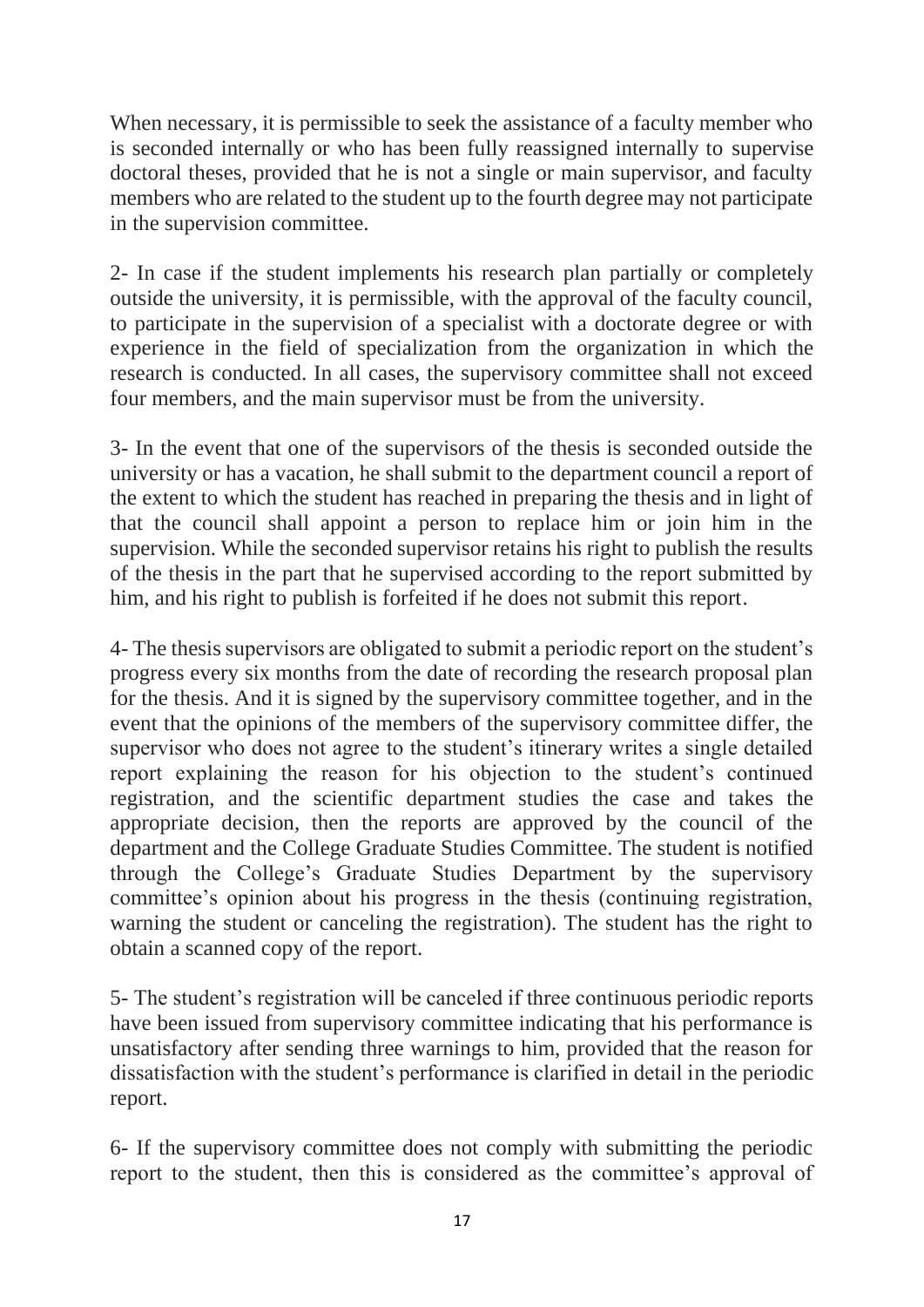When necessary, it is permissible to seek the assistance of a faculty member who is seconded internally or who has been fully reassigned internally to supervise doctoral theses, provided that he is not a single or main supervisor, and faculty members who are related to the student up to the fourth degree may not participate in the supervision committee.

2- In case if the student implements his research plan partially or completely outside the university, it is permissible, with the approval of the faculty council, to participate in the supervision of a specialist with a doctorate degree or with experience in the field of specialization from the organization in which the research is conducted. In all cases, the supervisory committee shall not exceed four members, and the main supervisor must be from the university.

3- In the event that one of the supervisors of the thesis is seconded outside the university or has a vacation, he shall submit to the department council a report of the extent to which the student has reached in preparing the thesis and in light of that the council shall appoint a person to replace him or join him in the supervision. While the seconded supervisor retains his right to publish the results of the thesis in the part that he supervised according to the report submitted by him, and his right to publish is forfeited if he does not submit this report.

4- The thesis supervisors are obligated to submit a periodic report on the student's progress every six months from the date of recording the research proposal plan for the thesis. And it is signed by the supervisory committee together, and in the event that the opinions of the members of the supervisory committee differ, the supervisor who does not agree to the student's itinerary writes a single detailed report explaining the reason for his objection to the student's continued registration, and the scientific department studies the case and takes the appropriate decision, then the reports are approved by the council of the department and the College Graduate Studies Committee. The student is notified through the College's Graduate Studies Department by the supervisory committee's opinion about his progress in the thesis (continuing registration, warning the student or canceling the registration). The student has the right to obtain a scanned copy of the report.

5- The student's registration will be canceled if three continuous periodic reports have been issued from supervisory committee indicating that his performance is unsatisfactory after sending three warnings to him, provided that the reason for dissatisfaction with the student's performance is clarified in detail in the periodic report.

6- If the supervisory committee does not comply with submitting the periodic report to the student, then this is considered as the committee's approval of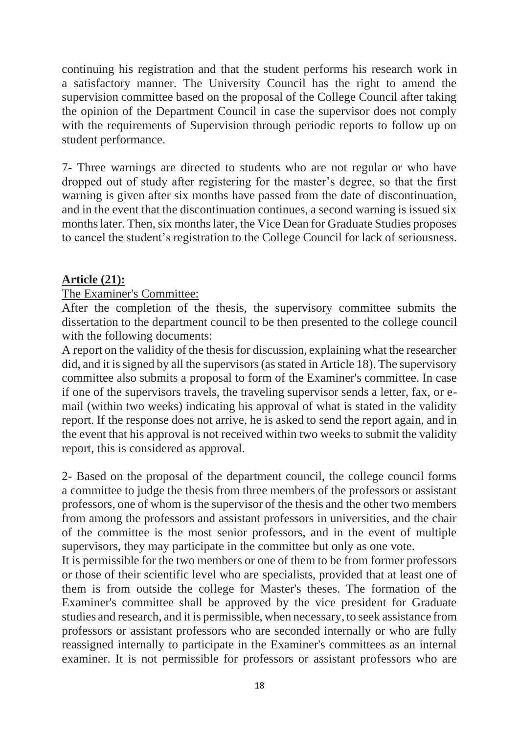continuing his registration and that the student performs his research work in a satisfactory manner. The University Council has the right to amend the supervision committee based on the proposal of the College Council after taking the opinion of the Department Council in case the supervisor does not comply with the requirements of Supervision through periodic reports to follow up on student performance.

7- Three warnings are directed to students who are not regular or who have dropped out of study after registering for the master's degree, so that the first warning is given after six months have passed from the date of discontinuation, and in the event that the discontinuation continues, a second warning is issued six months later. Then, six months later, the Vice Dean for Graduate Studies proposes to cancel the student's registration to the College Council for lack of seriousness.

**Article (21):**

The Examiner's Committee:

After the completion of the thesis, the supervisory committee submits the dissertation to the department council to be then presented to the college council with the following documents:

A report on the validity of the thesis for discussion, explaining what the researcher did, and it is signed by all the supervisors (as stated in Article 18). The supervisory committee also submits a proposal to form of the Examiner's committee. In case if one of the supervisors travels, the traveling supervisor sends a letter, fax, or e-mail (within two weeks) indicating his approval of what is stated in the validity report. If the response does not arrive, he is asked to send the report again, and in the event that his approval is not received within two weeks to submit the validity report, this is considered as approval.

2- Based on the proposal of the department council, the college council forms a committee to judge the thesis from three members of the professors or assistant professors, one of whom is the supervisor of the thesis and the other two members from among the professors and assistant professors in universities, and the chair of the committee is the most senior professors, and in the event of multiple supervisors, they may participate in the committee but only as one vote.

It is permissible for the two members or one of them to be from former professors or those of their scientific level who are specialists, provided that at least one of them is from outside the college for Master's theses. The formation of the Examiner's committee shall be approved by the vice president for Graduate studies and research, and it is permissible, when necessary, to seek assistance from professors or assistant professors who are seconded internally or who are fully reassigned internally to participate in the Examiner's committees as an internal examiner. It is not permissible for professors or assistant professors who are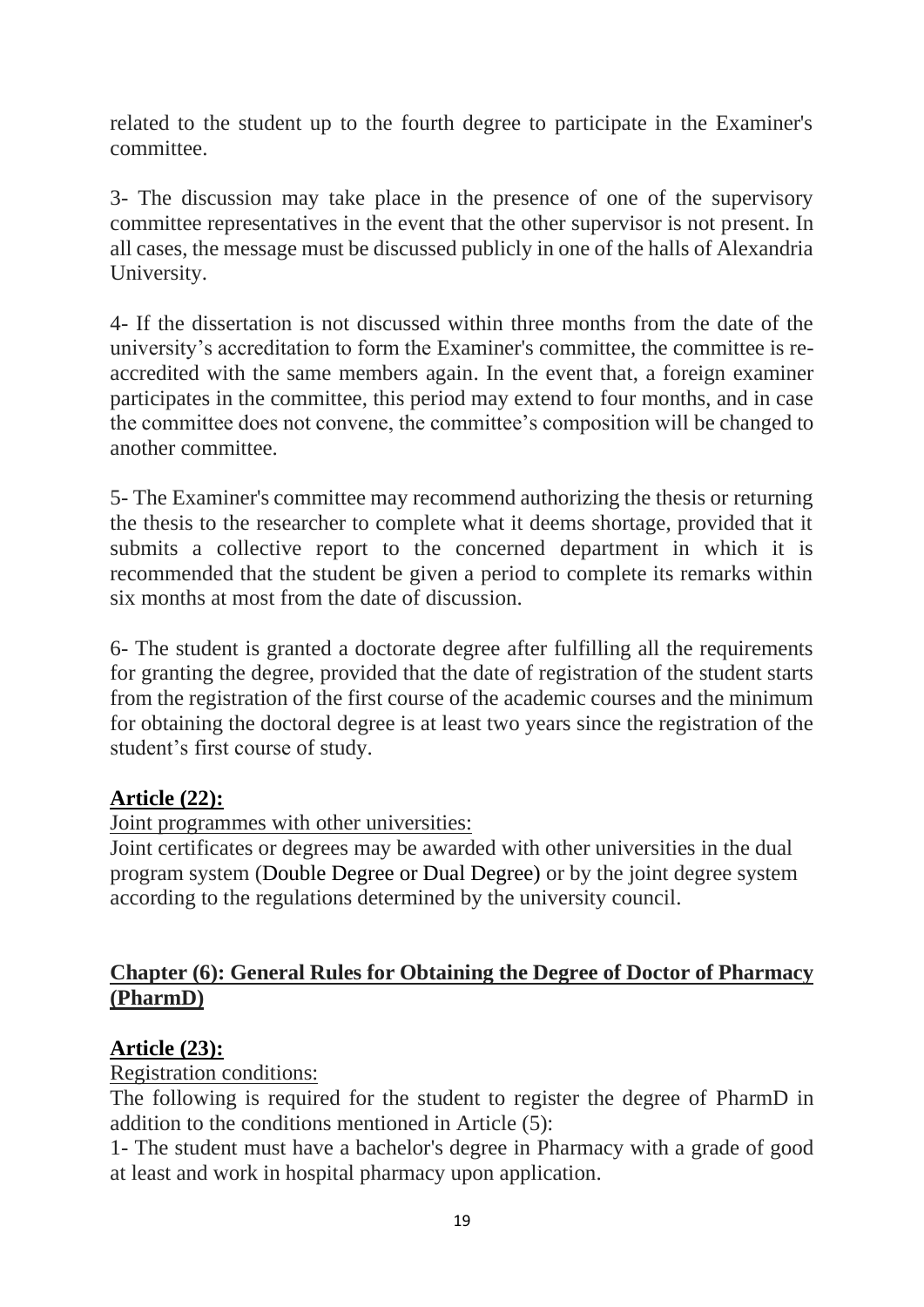related to the student up to the fourth degree to participate in the Examiner's committee.

3- The discussion may take place in the presence of one of the supervisory committee representatives in the event that the other supervisor is not present. In all cases, the message must be discussed publicly in one of the halls of Alexandria University.

4- If the dissertation is not discussed within three months from the date of the university's accreditation to form the Examiner's committee, the committee is re-accredited with the same members again. In the event that, a foreign examiner participates in the committee, this period may extend to four months, and in case the committee does not convene, the committee's composition will be changed to another committee.

5- The Examiner's committee may recommend authorizing the thesis or returning the thesis to the researcher to complete what it deems shortage, provided that it submits a collective report to the concerned department in which it is recommended that the student be given a period to complete its remarks within six months at most from the date of discussion.

6- The student is granted a doctorate degree after fulfilling all the requirements for granting the degree, provided that the date of registration of the student starts from the registration of the first course of the academic courses and the minimum for obtaining the doctoral degree is at least two years since the registration of the student's first course of study.

**Article (22):**

Joint programmes with other universities:

Joint certificates or degrees may be awarded with other universities in the dual program system (Double Degree or Dual Degree) or by the joint degree system according to the regulations determined by the university council.

## Chapter (6): General Rules for Obtaining the Degree of Doctor of Pharmacy (PharmD)

**Article (23):**

Registration conditions:

The following is required for the student to register the degree of PharmD in addition to the conditions mentioned in Article (5):

1- The student must have a bachelor's degree in Pharmacy with a grade of good at least and work in hospital pharmacy upon application.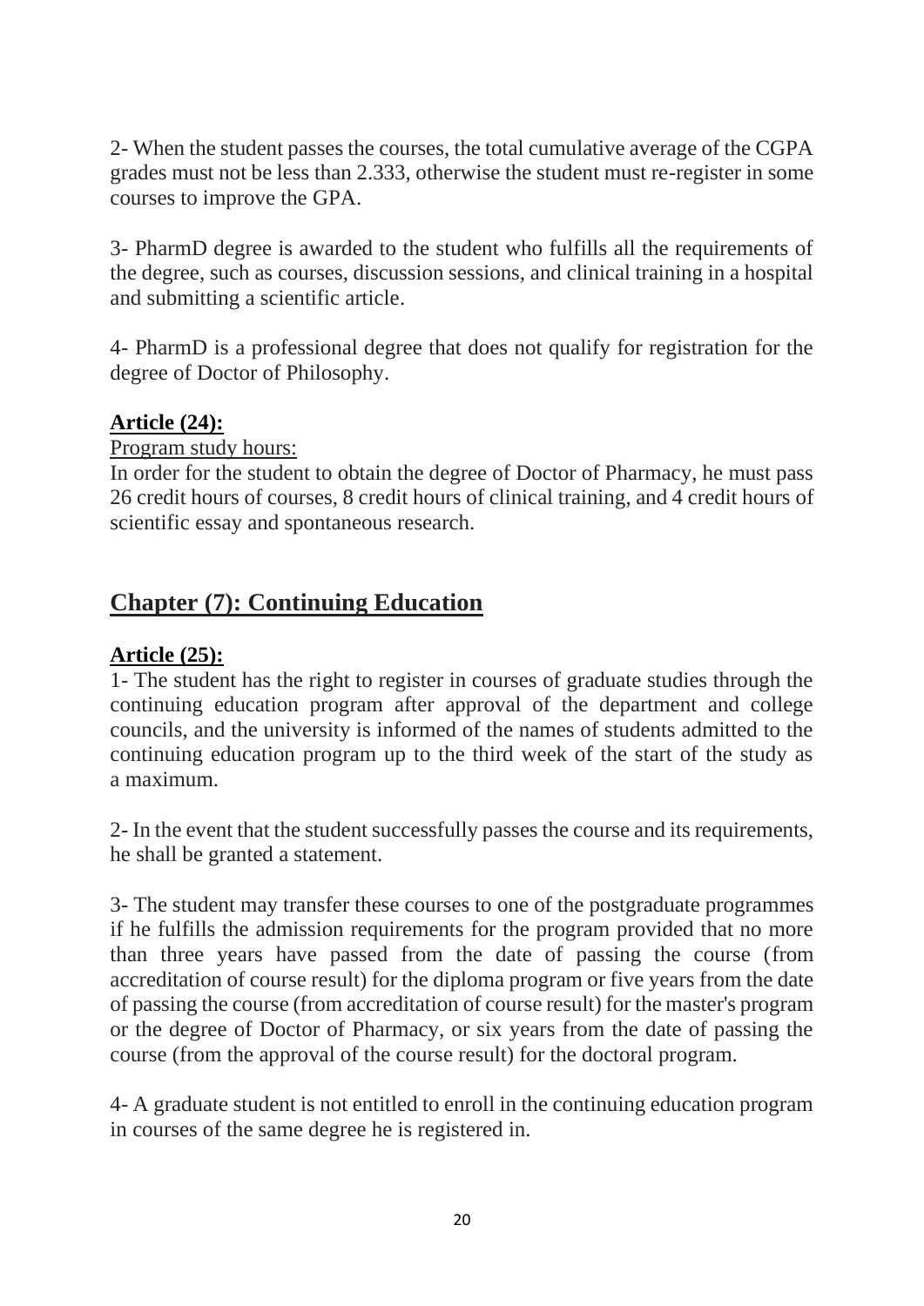2- When the student passes the courses, the total cumulative average of the CGPA grades must not be less than 2.333, otherwise the student must re-register in some courses to improve the GPA.

3- PharmD degree is awarded to the student who fulfills all the requirements of the degree, such as courses, discussion sessions, and clinical training in a hospital and submitting a scientific article.

4- PharmD is a professional degree that does not qualify for registration for the degree of Doctor of Philosophy.

**Article (24):**

Program study hours:

In order for the student to obtain the degree of Doctor of Pharmacy, he must pass 26 credit hours of courses, 8 credit hours of clinical training, and 4 credit hours of scientific essay and spontaneous research.

## Chapter (7): Continuing Education

**Article (25):**

1- The student has the right to register in courses of graduate studies through the continuing education program after approval of the department and college councils, and the university is informed of the names of students admitted to the continuing education program up to the third week of the start of the study as a maximum.

2- In the event that the student successfully passes the course and its requirements, he shall be granted a statement.

3- The student may transfer these courses to one of the postgraduate programmes if he fulfills the admission requirements for the program provided that no more than three years have passed from the date of passing the course (from accreditation of course result) for the diploma program or five years from the date of passing the course (from accreditation of course result) for the master's program or the degree of Doctor of Pharmacy, or six years from the date of passing the course (from the approval of the course result) for the doctoral program.

4- A graduate student is not entitled to enroll in the continuing education program in courses of the same degree he is registered in.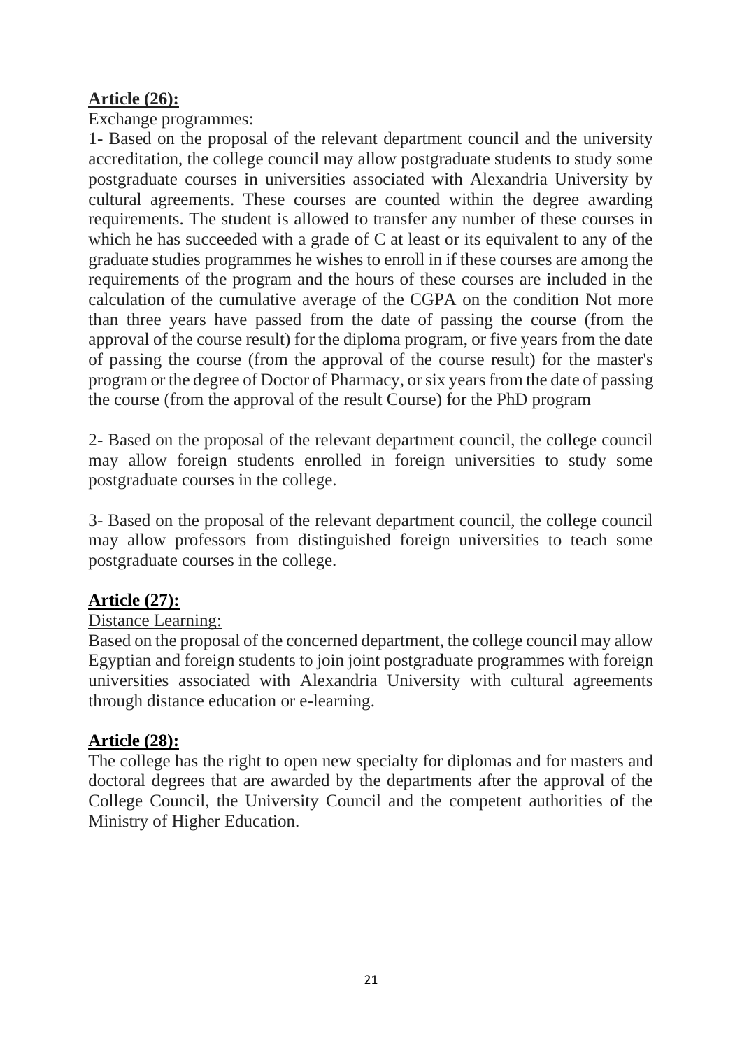**Article (26):**

Exchange programmes:

1- Based on the proposal of the relevant department council and the university accreditation, the college council may allow postgraduate students to study some postgraduate courses in universities associated with Alexandria University by cultural agreements. These courses are counted within the degree awarding requirements. The student is allowed to transfer any number of these courses in which he has succeeded with a grade of C at least or its equivalent to any of the graduate studies programmes he wishes to enroll in if these courses are among the requirements of the program and the hours of these courses are included in the calculation of the cumulative average of the CGPA on the condition Not more than three years have passed from the date of passing the course (from the approval of the course result) for the diploma program, or five years from the date of passing the course (from the approval of the course result) for the master's program or the degree of Doctor of Pharmacy, or six years from the date of passing the course (from the approval of the result Course) for the PhD program

2- Based on the proposal of the relevant department council, the college council may allow foreign students enrolled in foreign universities to study some postgraduate courses in the college.

3- Based on the proposal of the relevant department council, the college council may allow professors from distinguished foreign universities to teach some postgraduate courses in the college.

**Article (27):**

Distance Learning:

Based on the proposal of the concerned department, the college council may allow Egyptian and foreign students to join joint postgraduate programmes with foreign universities associated with Alexandria University with cultural agreements through distance education or e-learning.

**Article (28):**

The college has the right to open new specialty for diplomas and for masters and doctoral degrees that are awarded by the departments after the approval of the College Council, the University Council and the competent authorities of the Ministry of Higher Education.